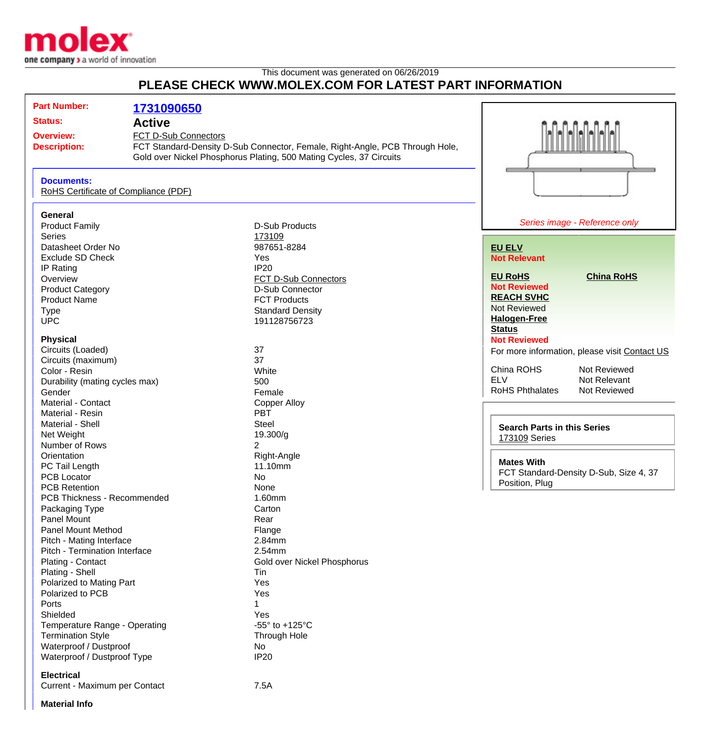molex
one company > a world of innovation

This document was generated on 06/26/2019

# PLEASE CHECK WWW.MOLEX.COM FOR LATEST PART INFORMATION

**Part Number:** 1731090650

**Status:** Active

**Overview:** FCT D-Sub Connectors

**Description:** FCT Standard-Density D-Sub Connector, Female, Right-Angle, PCB Through Hole, Gold over Nickel Phosphorus Plating, 500 Mating Cycles, 37 Circuits

**Documents:**
RoHS Certificate of Compliance (PDF)

### General

| | |
|---|---|
| Product Family | D-Sub Products |
| Series | 173109 |
| Datasheet Order No | 987651-8284 |
| Exclude SD Check | Yes |
| IP Rating | IP20 |
| Overview | FCT D-Sub Connectors |
| Product Category | D-Sub Connector |
| Product Name | FCT Products |
| Type | Standard Density |
| UPC | 191128756723 |

### Physical

| | |
|---|---|
| Circuits (Loaded) | 37 |
| Circuits (maximum) | 37 |
| Color - Resin | White |
| Durability (mating cycles max) | 500 |
| Gender | Female |
| Material - Contact | Copper Alloy |
| Material - Resin | PBT |
| Material - Shell | Steel |
| Net Weight | 19.300/g |
| Number of Rows | 2 |
| Orientation | Right-Angle |
| PC Tail Length | 11.10mm |
| PCB Locator | No |
| PCB Retention | None |
| PCB Thickness - Recommended | 1.60mm |
| Packaging Type | Carton |
| Panel Mount | Rear |
| Panel Mount Method | Flange |
| Pitch - Mating Interface | 2.84mm |
| Pitch - Termination Interface | 2.54mm |
| Plating - Contact | Gold over Nickel Phosphorus |
| Plating - Shell | Tin |
| Polarized to Mating Part | Yes |
| Polarized to PCB | Yes |
| Ports | 1 |
| Shielded | Yes |
| Temperature Range - Operating | -55° to +125°C |
| Termination Style | Through Hole |
| Waterproof / Dustproof | No |
| Waterproof / Dustproof Type | IP20 |

### Electrical

| | |
|---|---|
| Current - Maximum per Contact | 7.5A |

### Material Info

*Series image - Reference only*

**EU ELV**
Not Relevant

**EU RoHS** — Not Reviewed

**China RoHS**

**REACH SVHC**
Not Reviewed

**Halogen-Free Status**
Not Reviewed

For more information, please visit Contact US

| | |
|---|---|
| China ROHS | Not Reviewed |
| ELV | Not Relevant |
| RoHS Phthalates | Not Reviewed |

**Search Parts in this Series**
173109 Series

**Mates With**
FCT Standard-Density D-Sub, Size 4, 37 Position, Plug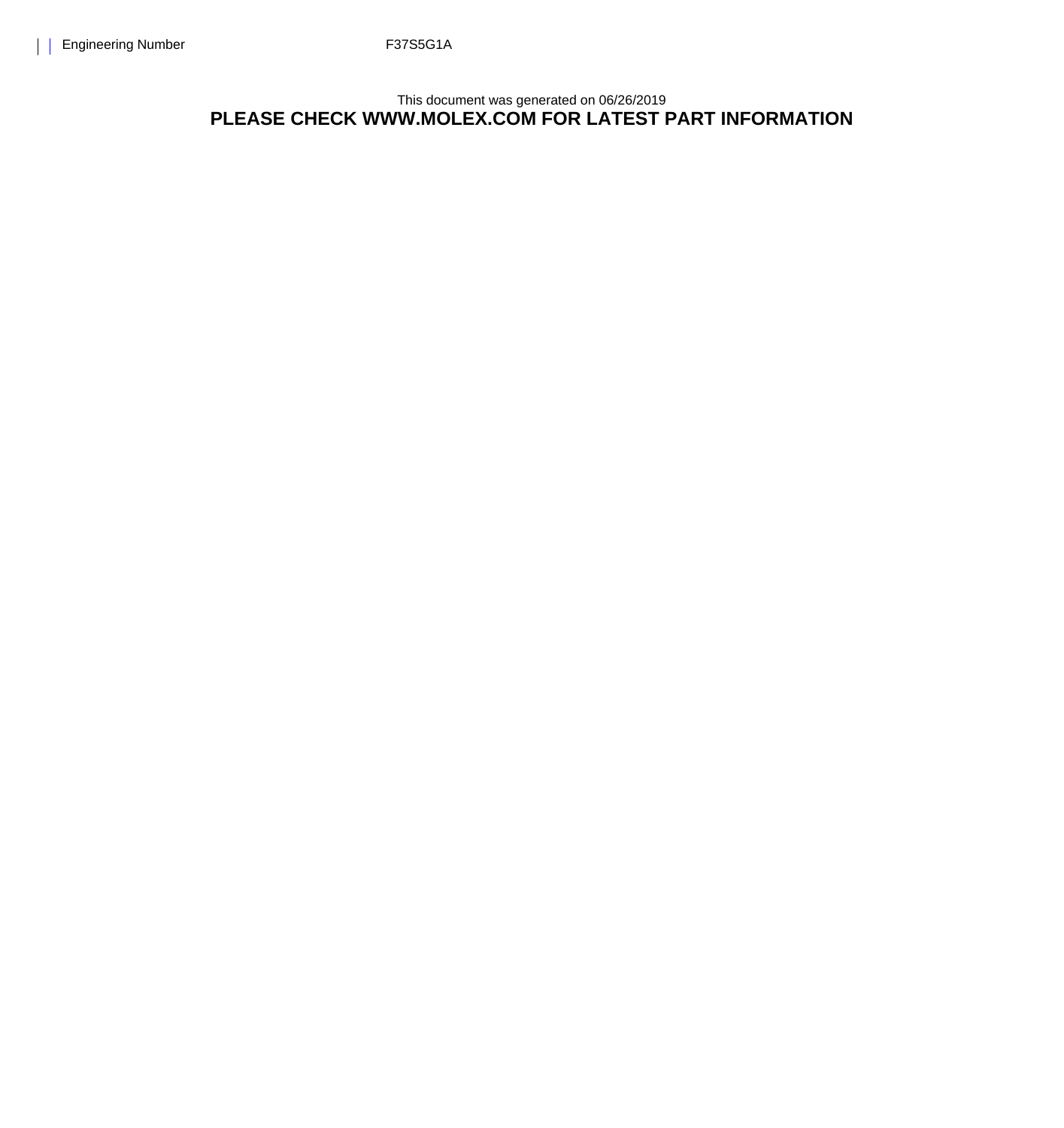| | |
|---|---|
| Engineering Number | F37S5G1A |

This document was generated on 06/26/2019

**PLEASE CHECK WWW.MOLEX.COM FOR LATEST PART INFORMATION**